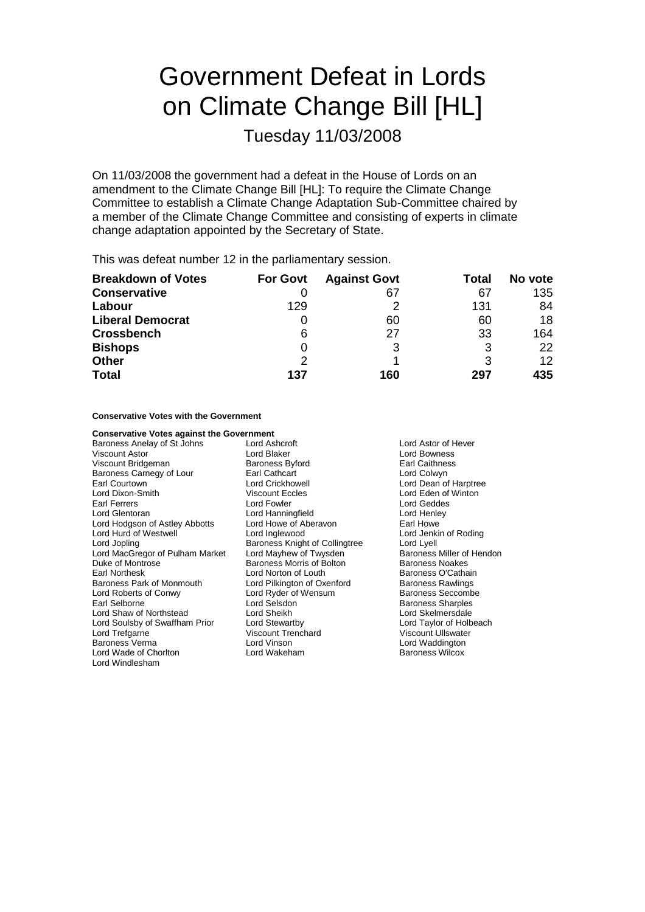# Government Defeat in Lords on Climate Change Bill [HL]

## Tuesday 11/03/2008

On 11/03/2008 the government had a defeat in the House of Lords on an amendment to the Climate Change Bill [HL]: To require the Climate Change Committee to establish a Climate Change Adaptation Sub-Committee chaired by a member of the Climate Change Committee and consisting of experts in climate change adaptation appointed by the Secretary of State.

This was defeat number 12 in the parliamentary session.

| Breakdown of Votes | For Govt | Against Govt | Total | No vote |
|---|---|---|---|---|
| **Conservative** | 0 | 67 | 67 | 135 |
| **Labour** | 129 | 2 | 131 | 84 |
| **Liberal Democrat** | 0 | 60 | 60 | 18 |
| **Crossbench** | 6 | 27 | 33 | 164 |
| **Bishops** | 0 | 3 | 3 | 22 |
| **Other** | 2 | 1 | 3 | 12 |
| **Total** | **137** | **160** | **297** | **435** |

**Conservative Votes with the Government**

**Conservative Votes against the Government**

Baroness Anelay of St Johns
Lord Ashcroft
Lord Astor of Hever
Viscount Astor
Lord Blaker
Lord Bowness
Viscount Bridgeman
Baroness Byford
Earl Caithness
Baroness Carnegy of Lour
Earl Cathcart
Lord Colwyn
Earl Courtown
Lord Crickhowell
Lord Dean of Harptree
Lord Dixon-Smith
Viscount Eccles
Lord Eden of Winton
Earl Ferrers
Lord Fowler
Lord Geddes
Lord Glentoran
Lord Hanningfield
Lord Henley
Lord Hodgson of Astley Abbotts
Lord Howe of Aberavon
Earl Howe
Lord Hurd of Westwell
Lord Inglewood
Lord Jenkin of Roding
Lord Jopling
Baroness Knight of Collingtree
Lord Lyell
Lord MacGregor of Pulham Market
Lord Mayhew of Twysden
Baroness Miller of Hendon
Duke of Montrose
Baroness Morris of Bolton
Baroness Noakes
Earl Northesk
Lord Norton of Louth
Baroness O'Cathain
Baroness Park of Monmouth
Lord Pilkington of Oxenford
Baroness Rawlings
Lord Roberts of Conwy
Lord Ryder of Wensum
Baroness Seccombe
Earl Selborne
Lord Selsdon
Baroness Sharples
Lord Shaw of Northstead
Lord Sheikh
Lord Skelmersdale
Lord Soulsby of Swaffham Prior
Lord Stewartby
Lord Taylor of Holbeach
Lord Trefgarne
Viscount Trenchard
Viscount Ullswater
Baroness Verma
Lord Vinson
Lord Waddington
Lord Wade of Chorlton
Lord Wakeham
Baroness Wilcox
Lord Windlesham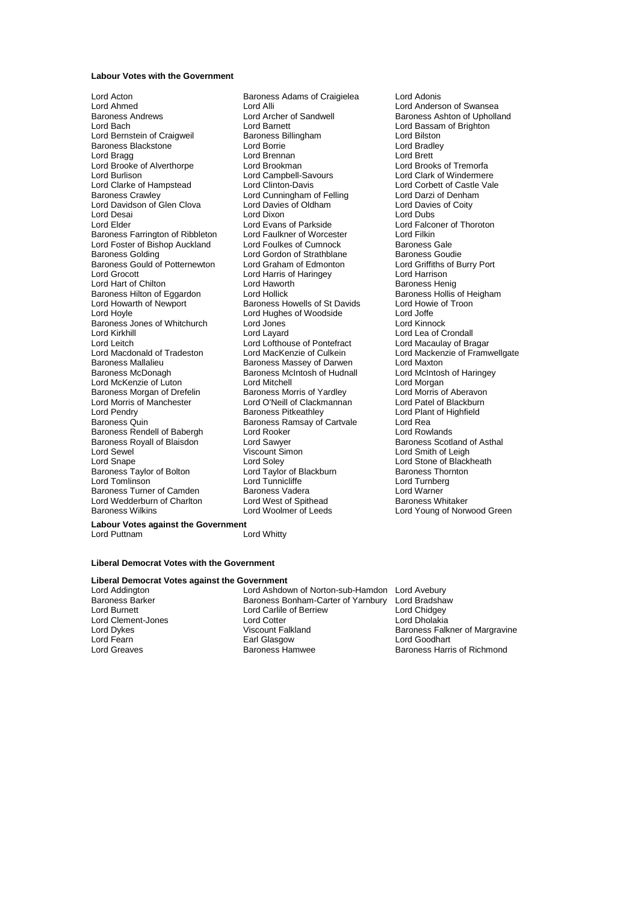**Labour Votes with the Government**

Lord Acton
Lord Ahmed
Baroness Andrews
Lord Bach
Lord Bernstein of Craigweil
Baroness Blackstone
Lord Bragg
Lord Brooke of Alverthorpe
Lord Burlison
Lord Clarke of Hampstead
Baroness Crawley
Lord Davidson of Glen Clova
Lord Desai
Lord Elder
Baroness Farrington of Ribbleton
Lord Foster of Bishop Auckland
Baroness Golding
Baroness Gould of Potternewton
Lord Grocott
Lord Hart of Chilton
Baroness Hilton of Eggardon
Lord Howarth of Newport
Lord Hoyle
Baroness Jones of Whitchurch
Lord Kirkhill
Lord Leitch
Lord Macdonald of Tradeston
Baroness Mallalieu
Baroness McDonagh
Lord McKenzie of Luton
Baroness Morgan of Drefelin
Lord Morris of Manchester
Lord Pendry
Baroness Quin
Baroness Rendell of Babergh
Baroness Royall of Blaisdon
Lord Sewel
Lord Snape
Baroness Taylor of Bolton
Lord Tomlinson
Baroness Turner of Camden
Lord Wedderburn of Charlton
Baroness Wilkins
Baroness Adams of Craigielea
Lord Alli
Lord Archer of Sandwell
Lord Barnett
Baroness Billingham
Lord Borrie
Lord Brennan
Lord Brookman
Lord Campbell-Savours
Lord Clinton-Davis
Lord Cunningham of Felling
Lord Davies of Oldham
Lord Dixon
Lord Evans of Parkside
Lord Faulkner of Worcester
Lord Foulkes of Cumnock
Lord Gordon of Strathblane
Lord Graham of Edmonton
Lord Harris of Haringey
Lord Haworth
Lord Hollick
Baroness Howells of St Davids
Lord Hughes of Woodside
Lord Jones
Lord Layard
Lord Lofthouse of Pontefract
Lord MacKenzie of Culkein
Baroness Massey of Darwen
Baroness McIntosh of Hudnall
Lord Mitchell
Baroness Morris of Yardley
Lord O'Neill of Clackmannan
Baroness Pitkeathley
Baroness Ramsay of Cartvale
Lord Rooker
Lord Sawyer
Viscount Simon
Lord Soley
Lord Taylor of Blackburn
Lord Tunnicliffe
Baroness Vadera
Lord West of Spithead
Lord Woolmer of Leeds
Lord Adonis
Lord Anderson of Swansea
Baroness Ashton of Upholland
Lord Bassam of Brighton
Lord Bilston
Lord Bradley
Lord Brett
Lord Brooks of Tremorfa
Lord Clark of Windermere
Lord Corbett of Castle Vale
Lord Darzi of Denham
Lord Davies of Coity
Lord Dubs
Lord Falconer of Thoroton
Lord Filkin
Baroness Gale
Baroness Goudie
Lord Griffiths of Burry Port
Lord Harrison
Baroness Henig
Baroness Hollis of Heigham
Lord Howie of Troon
Lord Joffe
Lord Kinnock
Lord Lea of Crondall
Lord Macaulay of Bragar
Lord Mackenzie of Framwellgate
Lord Maxton
Lord McIntosh of Haringey
Lord Morgan
Lord Morris of Aberavon
Lord Patel of Blackburn
Lord Plant of Highfield
Lord Rea
Lord Rowlands
Baroness Scotland of Asthal
Lord Smith of Leigh
Lord Stone of Blackheath
Baroness Thornton
Lord Turnberg
Lord Warner
Baroness Whitaker
Lord Young of Norwood Green

**Labour Votes against the Government**

Lord Puttnam
Lord Whitty

**Liberal Democrat Votes with the Government**

**Liberal Democrat Votes against the Government**

Lord Addington
Baroness Barker
Lord Burnett
Lord Clement-Jones
Lord Dykes
Lord Fearn
Lord Greaves
Lord Ashdown of Norton-sub-Hamdon
Baroness Bonham-Carter of Yarnbury
Lord Carlile of Berriew
Lord Cotter
Viscount Falkland
Earl Glasgow
Baroness Hamwee
Lord Avebury
Lord Bradshaw
Lord Chidgey
Lord Dholakia
Baroness Falkner of Margravine
Lord Goodhart
Baroness Harris of Richmond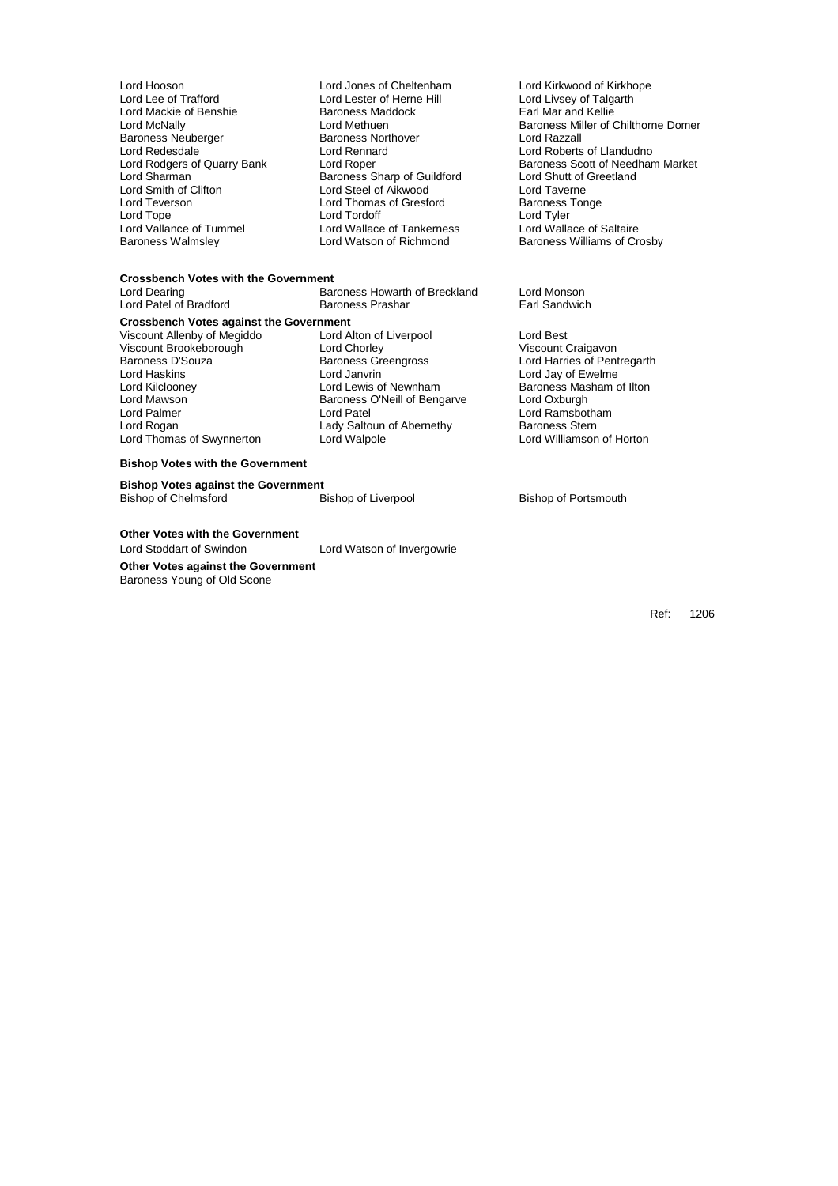| | | |
|---|---|---|
| Lord Hooson | Lord Jones of Cheltenham | Lord Kirkwood of Kirkhope |
| Lord Lee of Trafford | Lord Lester of Herne Hill | Lord Livsey of Talgarth |
| Lord Mackie of Benshie | Baroness Maddock | Earl Mar and Kellie |
| Lord McNally | Lord Methuen | Baroness Miller of Chilthorne Domer |
| Baroness Neuberger | Baroness Northover | Lord Razzall |
| Lord Redesdale | Lord Rennard | Lord Roberts of Llandudno |
| Lord Rodgers of Quarry Bank | Lord Roper | Baroness Scott of Needham Market |
| Lord Sharman | Baroness Sharp of Guildford | Lord Shutt of Greetland |
| Lord Smith of Clifton | Lord Steel of Aikwood | Lord Taverne |
| Lord Teverson | Lord Thomas of Gresford | Baroness Tonge |
| Lord Tope | Lord Tordoff | Lord Tyler |
| Lord Vallance of Tummel | Lord Wallace of Tankerness | Lord Wallace of Saltaire |
| Baroness Walmsley | Lord Watson of Richmond | Baroness Williams of Crosby |

**Crossbench Votes with the Government**

| | | |
|---|---|---|
| Lord Dearing | Baroness Howarth of Breckland | Lord Monson |
| Lord Patel of Bradford | Baroness Prashar | Earl Sandwich |

**Crossbench Votes against the Government**

| | | |
|---|---|---|
| Viscount Allenby of Megiddo | Lord Alton of Liverpool | Lord Best |
| Viscount Brookeborough | Lord Chorley | Viscount Craigavon |
| Baroness D'Souza | Baroness Greengross | Lord Harries of Pentregarth |
| Lord Haskins | Lord Janvrin | Lord Jay of Ewelme |
| Lord Kilclooney | Lord Lewis of Newnham | Baroness Masham of Ilton |
| Lord Mawson | Baroness O'Neill of Bengarve | Lord Oxburgh |
| Lord Palmer | Lord Patel | Lord Ramsbotham |
| Lord Rogan | Lady Saltoun of Abernethy | Baroness Stern |
| Lord Thomas of Swynnerton | Lord Walpole | Lord Williamson of Horton |

**Bishop Votes with the Government**

**Bishop Votes against the Government**

| | | |
|---|---|---|
| Bishop of Chelmsford | Bishop of Liverpool | Bishop of Portsmouth |

**Other Votes with the Government**

| | |
|---|---|
| Lord Stoddart of Swindon | Lord Watson of Invergowrie |

**Other Votes against the Government**

Baroness Young of Old Scone

Ref: 1206